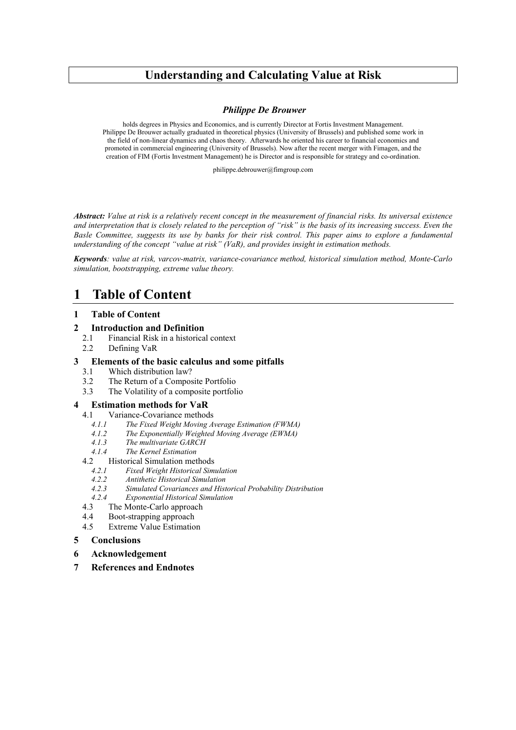# Understanding and Calculating Value at Risk

***Philippe De Brouwer***

holds degrees in Physics and Economics, and is currently Director at Fortis Investment Management. Philippe De Brouwer actually graduated in theoretical physics (University of Brussels) and published some work in the field of non-linear dynamics and chaos theory. Afterwards he oriented his career to financial economics and promoted in commercial engineering (University of Brussels). Now after the recent merger with Fimagen, and the creation of FIM (Fortis Investment Management) he is Director and is responsible for strategy and co-ordination.

philippe.debrouwer@fimgroup.com

***Abstract:*** *Value at risk is a relatively recent concept in the measurement of financial risks. Its universal existence and interpretation that is closely related to the perception of "risk" is the basis of its increasing success. Even the Basle Committee, suggests its use by banks for their risk control. This paper aims to explore a fundamental understanding of the concept "value at risk" (VaR), and provides insight in estimation methods.*

***Keywords****: value at risk, varcov-matrix, variance-covariance method, historical simulation method, Monte-Carlo simulation, bootstrapping, extreme value theory.*

# 1 Table of Content

**1 Table of Content**

**2 Introduction and Definition**
- 2.1 Financial Risk in a historical context
- 2.2 Defining VaR

**3 Elements of the basic calculus and some pitfalls**
- 3.1 Which distribution law?
- 3.2 The Return of a Composite Portfolio
- 3.3 The Volatility of a composite portfolio

**4 Estimation methods for VaR**
- 4.1 Variance-Covariance methods
  - *4.1.1 The Fixed Weight Moving Average Estimation (FWMA)*
  - *4.1.2 The Exponentially Weighted Moving Average (EWMA)*
  - *4.1.3 The multivariate GARCH*
  - *4.1.4 The Kernel Estimation*
- 4.2 Historical Simulation methods
  - *4.2.1 Fixed Weight Historical Simulation*
  - *4.2.2 Antithetic Historical Simulation*
  - *4.2.3 Simulated Covariances and Historical Probability Distribution*
  - *4.2.4 Exponential Historical Simulation*
- 4.3 The Monte-Carlo approach
- 4.4 Boot-strapping approach
- 4.5 Extreme Value Estimation

**5 Conclusions**

**6 Acknowledgement**

**7 References and Endnotes**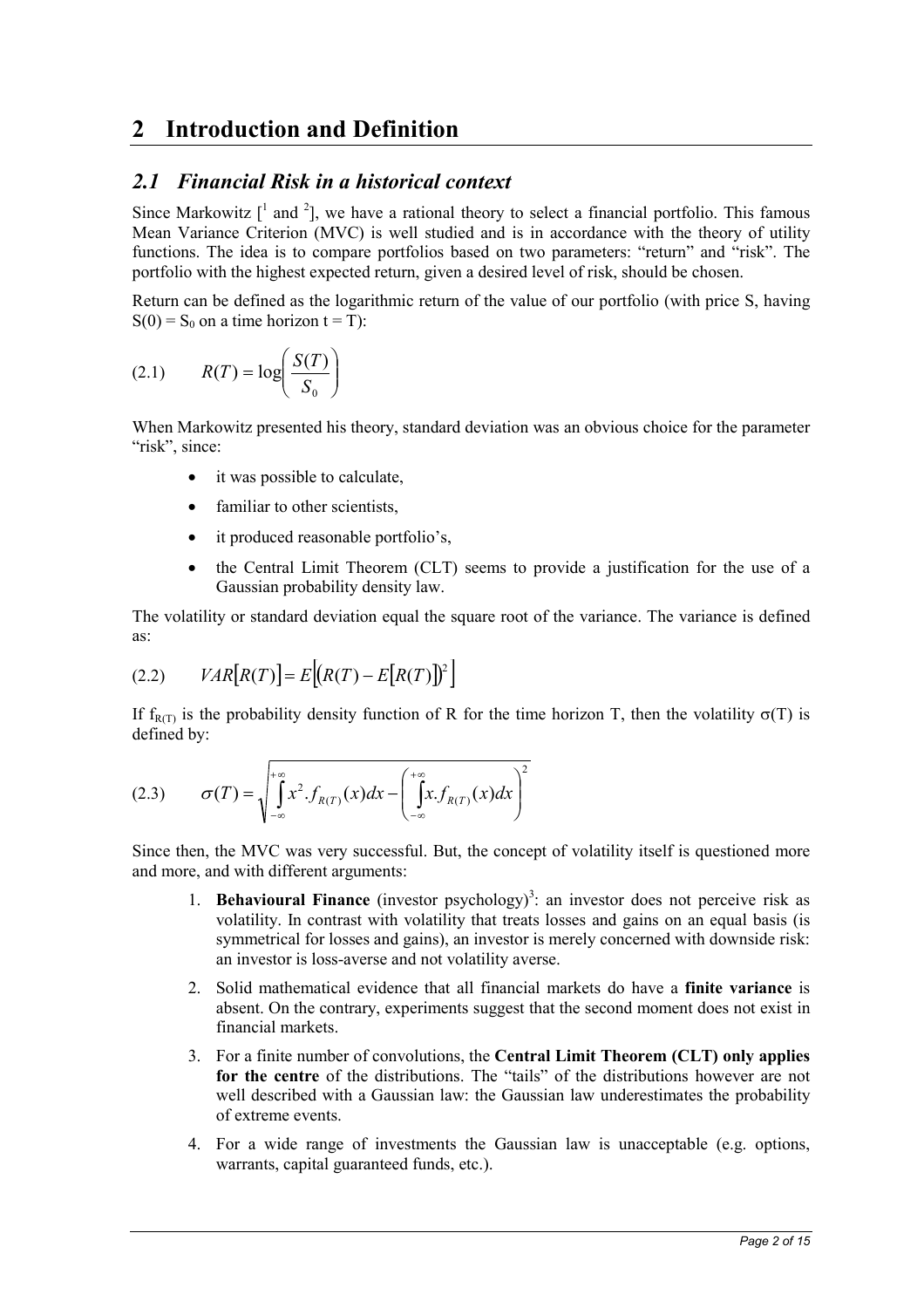# 2 Introduction and Definition

## 2.1 Financial Risk in a historical context

Since Markowitz [[1] and [2]], we have a rational theory to select a financial portfolio. This famous Mean Variance Criterion (MVC) is well studied and is in accordance with the theory of utility functions. The idea is to compare portfolios based on two parameters: "return" and "risk". The portfolio with the highest expected return, given a desired level of risk, should be chosen.

Return can be defined as the logarithmic return of the value of our portfolio (with price S, having $S(0) = S_0$ on a time horizon $t = T$):

$$(2.1) \qquad R(T) = \log\left(\frac{S(T)}{S_0}\right)$$

When Markowitz presented his theory, standard deviation was an obvious choice for the parameter "risk", since:

- it was possible to calculate,
- familiar to other scientists,
- it produced reasonable portfolio's,
- the Central Limit Theorem (CLT) seems to provide a justification for the use of a Gaussian probability density law.

The volatility or standard deviation equal the square root of the variance. The variance is defined as:

$$(2.2) \qquad VAR[R(T)] = E\left[(R(T) - E[R(T)])^2\right]$$

If $f_{R(T)}$ is the probability density function of R for the time horizon T, then the volatility $\sigma(T)$ is defined by:

$$(2.3) \qquad \sigma(T) = \sqrt{\int_{-\infty}^{+\infty} x^2 . f_{R(T)}(x)dx - \left(\int_{-\infty}^{+\infty} x . f_{R(T)}(x)dx\right)^2}$$

Since then, the MVC was very successful. But, the concept of volatility itself is questioned more and more, and with different arguments:

1. **Behavioural Finance** (investor psychology)[3]: an investor does not perceive risk as volatility. In contrast with volatility that treats losses and gains on an equal basis (is symmetrical for losses and gains), an investor is merely concerned with downside risk: an investor is loss-averse and not volatility averse.
2. Solid mathematical evidence that all financial markets do have a **finite variance** is absent. On the contrary, experiments suggest that the second moment does not exist in financial markets.
3. For a finite number of convolutions, the **Central Limit Theorem (CLT) only applies for the centre** of the distributions. The "tails" of the distributions however are not well described with a Gaussian law: the Gaussian law underestimates the probability of extreme events.
4. For a wide range of investments the Gaussian law is unacceptable (e.g. options, warrants, capital guaranteed funds, etc.).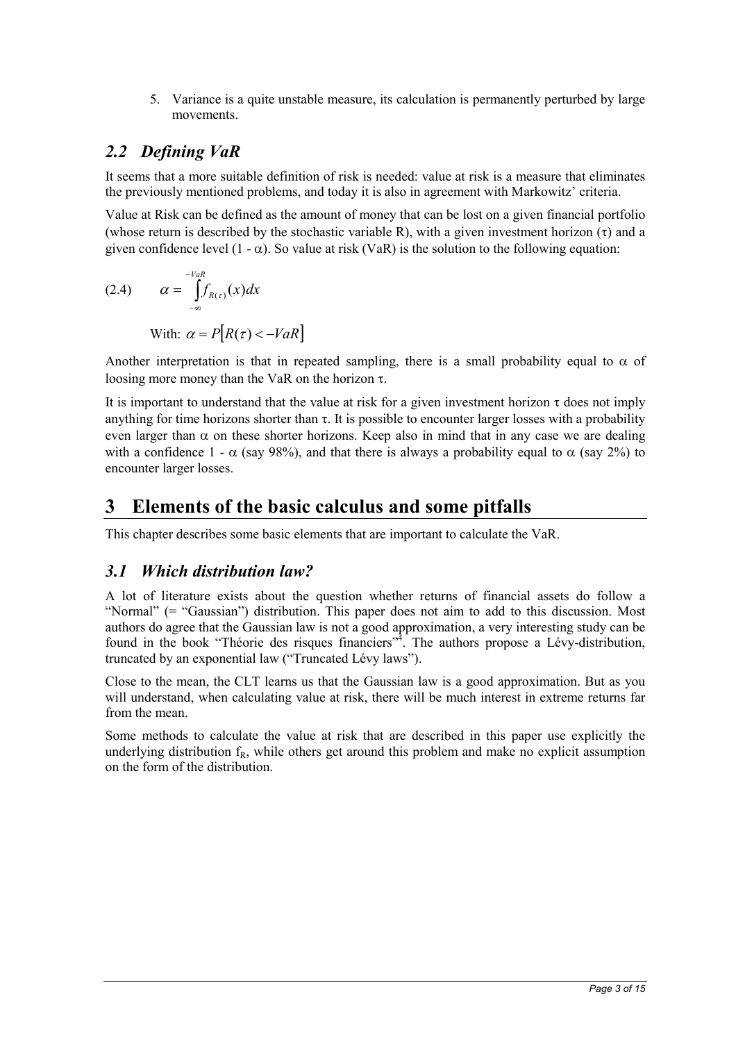5. Variance is a quite unstable measure, its calculation is permanently perturbed by large movements.

## *2.2 Defining VaR*

It seems that a more suitable definition of risk is needed: value at risk is a measure that eliminates the previously mentioned problems, and today it is also in agreement with Markowitz' criteria.

Value at Risk can be defined as the amount of money that can be lost on a given financial portfolio (whose return is described by the stochastic variable R), with a given investment horizon ($\tau$) and a given confidence level ($1 - \alpha$). So value at risk (VaR) is the solution to the following equation:

$$(2.4) \qquad \alpha = \int_{-\infty}^{-VaR} f_{R(\tau)}(x)dx$$

With: $\alpha = P[R(\tau) < -VaR]$

Another interpretation is that in repeated sampling, there is a small probability equal to $\alpha$ of loosing more money than the VaR on the horizon $\tau$.

It is important to understand that the value at risk for a given investment horizon $\tau$ does not imply anything for time horizons shorter than $\tau$. It is possible to encounter larger losses with a probability even larger than $\alpha$ on these shorter horizons. Keep also in mind that in any case we are dealing with a confidence $1 - \alpha$ (say 98%), and that there is always a probability equal to $\alpha$ (say 2%) to encounter larger losses.

# 3 Elements of the basic calculus and some pitfalls

This chapter describes some basic elements that are important to calculate the VaR.

## *3.1 Which distribution law?*

A lot of literature exists about the question whether returns of financial assets do follow a "Normal" (= "Gaussian") distribution. This paper does not aim to add to this discussion. Most authors do agree that the Gaussian law is not a good approximation, a very interesting study can be found in the book "Théorie des risques financiers"[4]. The authors propose a Lévy-distribution, truncated by an exponential law ("Truncated Lévy laws").

Close to the mean, the CLT learns us that the Gaussian law is a good approximation. But as you will understand, when calculating value at risk, there will be much interest in extreme returns far from the mean.

Some methods to calculate the value at risk that are described in this paper use explicitly the underlying distribution $f_R$, while others get around this problem and make no explicit assumption on the form of the distribution.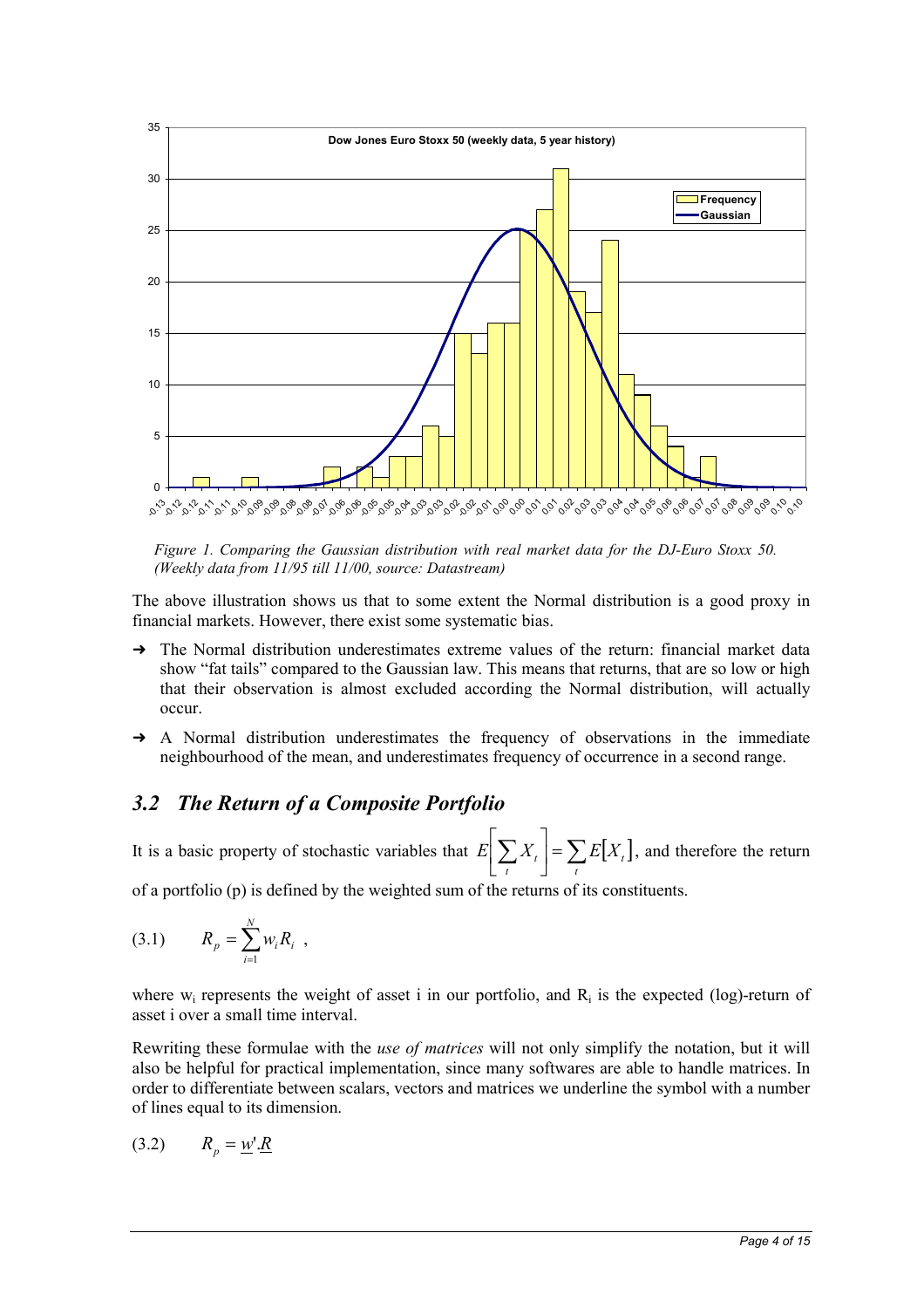*Figure 1. Comparing the Gaussian distribution with real market data for the DJ-Euro Stoxx 50. (Weekly data from 11/95 till 11/00, source: Datastream)*

The above illustration shows us that to some extent the Normal distribution is a good proxy in financial markets. However, there exist some systematic bias.

- The Normal distribution underestimates extreme values of the return: financial market data show "fat tails" compared to the Gaussian law. This means that returns, that are so low or high that their observation is almost excluded according the Normal distribution, will actually occur.
- A Normal distribution underestimates the frequency of observations in the immediate neighbourhood of the mean, and underestimates frequency of occurrence in a second range.

## *3.2 The Return of a Composite Portfolio*

It is a basic property of stochastic variables that $E\left[\sum_t X_t\right] = \sum_t E[X_t]$, and therefore the return of a portfolio (p) is defined by the weighted sum of the returns of its constituents.

$$(3.1) \qquad R_p = \sum_{i=1}^{N} w_i R_i \ ,$$

where $w_i$ represents the weight of asset i in our portfolio, and $R_i$ is the expected (log)-return of asset i over a small time interval.

Rewriting these formulae with the *use of matrices* will not only simplify the notation, but it will also be helpful for practical implementation, since many softwares are able to handle matrices. In order to differentiate between scalars, vectors and matrices we underline the symbol with a number of lines equal to its dimension.

$$(3.2) \qquad R_p = \underline{w}'.\underline{R}$$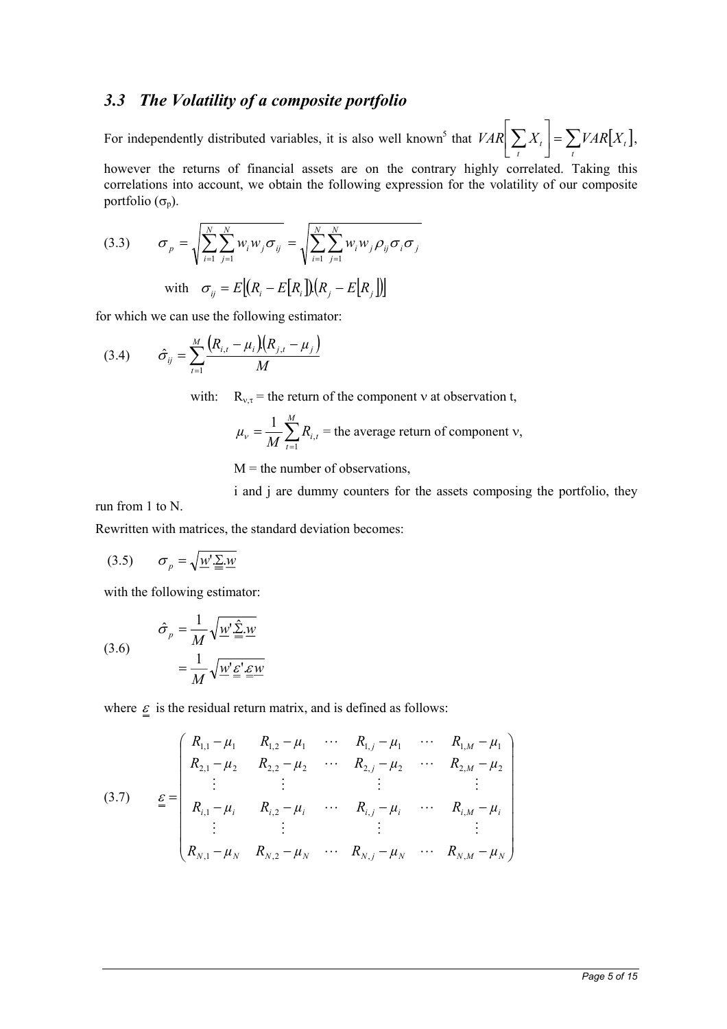### 3.3 The Volatility of a composite portfolio

For independently distributed variables, it is also well known[5] that $VAR\left[\sum_t X_t\right] = \sum_t VAR\left[X_t\right]$, however the returns of financial assets are on the contrary highly correlated. Taking this correlations into account, we obtain the following expression for the volatility of our composite portfolio ($\sigma_p$).

$$\text{(3.3)} \qquad \sigma_p = \sqrt{\sum_{i=1}^{N}\sum_{j=1}^{N} w_i w_j \sigma_{ij}} = \sqrt{\sum_{i=1}^{N}\sum_{j=1}^{N} w_i w_j \rho_{ij} \sigma_i \sigma_j}$$

$$\text{with} \quad \sigma_{ij} = E\left[\left(R_i - E\left[R_i\right]\right).\left(R_j - E\left[R_j\right]\right)\right]$$

for which we can use the following estimator:

$$\text{(3.4)} \qquad \hat{\sigma}_{ij} = \sum_{t=1}^{M} \frac{\left(R_{i,t} - \mu_i\right)\left(R_{j,t} - \mu_j\right)}{M}$$

with: $R_{\nu,\tau}$ = the return of the component ν at observation t,

$\mu_\nu = \frac{1}{M}\sum_{t=1}^{M} R_{i,t}$ = the average return of component ν,

M = the number of observations,

i and j are dummy counters for the assets composing the portfolio, they run from 1 to N.

Rewritten with matrices, the standard deviation becomes:

$$\text{(3.5)} \qquad \sigma_p = \sqrt{\underline{w}'.\underline{\underline{\Sigma}}.\underline{w}}$$

with the following estimator:

$$\text{(3.6)} \qquad \begin{aligned} \hat{\sigma}_p &= \frac{1}{M}\sqrt{\underline{w}'.\hat{\underline{\underline{\Sigma}}}.\underline{w}} \\ &= \frac{1}{M}\sqrt{\underline{w}'.\underline{\underline{\varepsilon}}'.\underline{\underline{\varepsilon}}\underline{w}} \end{aligned}$$

where $\underline{\underline{\varepsilon}}$ is the residual return matrix, and is defined as follows:

$$\text{(3.7)} \qquad \underline{\underline{\varepsilon}} = \begin{pmatrix} R_{1,1} - \mu_1 & R_{1,2} - \mu_1 & \cdots & R_{1,j} - \mu_1 & \cdots & R_{1,M} - \mu_1 \\ R_{2,1} - \mu_2 & R_{2,2} - \mu_2 & \cdots & R_{2,j} - \mu_2 & \cdots & R_{2,M} - \mu_2 \\ \vdots & \vdots & & \vdots & & \vdots \\ R_{i,1} - \mu_i & R_{i,2} - \mu_i & \cdots & R_{i,j} - \mu_i & \cdots & R_{i,M} - \mu_i \\ \vdots & \vdots & & \vdots & & \vdots \\ R_{N,1} - \mu_N & R_{N,2} - \mu_N & \cdots & R_{N,j} - \mu_N & \cdots & R_{N,M} - \mu_N \end{pmatrix}$$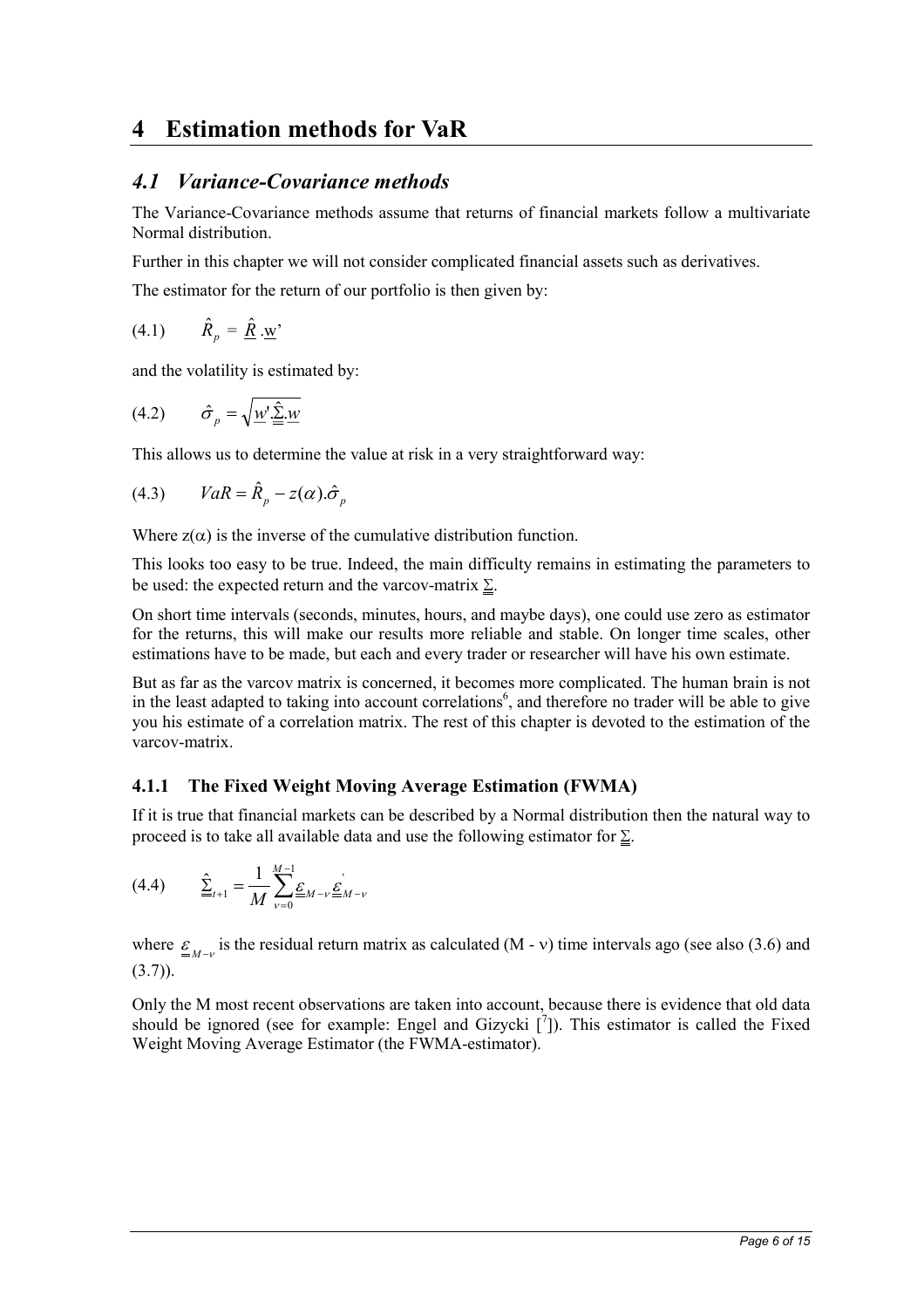# 4 Estimation methods for VaR

## 4.1 Variance-Covariance methods

The Variance-Covariance methods assume that returns of financial markets follow a multivariate Normal distribution.

Further in this chapter we will not consider complicated financial assets such as derivatives.

The estimator for the return of our portfolio is then given by:

$$(4.1) \qquad \hat{R}_p = \underline{\hat{R}}.\underline{w}'$$

and the volatility is estimated by:

$$(4.2) \qquad \hat{\sigma}_p = \sqrt{\underline{w}'.\underline{\underline{\hat{\Sigma}}}.\underline{w}}$$

This allows us to determine the value at risk in a very straightforward way:

$$(4.3) \qquad VaR = \hat{R}_p - z(\alpha).\hat{\sigma}_p$$

Where $z(\alpha)$ is the inverse of the cumulative distribution function.

This looks too easy to be true. Indeed, the main difficulty remains in estimating the parameters to be used: the expected return and the varcov-matrix $\underline{\underline{\Sigma}}$.

On short time intervals (seconds, minutes, hours, and maybe days), one could use zero as estimator for the returns, this will make our results more reliable and stable. On longer time scales, other estimations have to be made, but each and every trader or researcher will have his own estimate.

But as far as the varcov matrix is concerned, it becomes more complicated. The human brain is not in the least adapted to taking into account correlations[6], and therefore no trader will be able to give you his estimate of a correlation matrix. The rest of this chapter is devoted to the estimation of the varcov-matrix.

### 4.1.1 The Fixed Weight Moving Average Estimation (FWMA)

If it is true that financial markets can be described by a Normal distribution then the natural way to proceed is to take all available data and use the following estimator for $\underline{\underline{\Sigma}}$.

$$(4.4) \qquad \underline{\underline{\hat{\Sigma}}}_{t+1} = \frac{1}{M} \sum_{\nu=0}^{M-1} \underline{\underline{\varepsilon}}_{M-\nu} \underline{\underline{\varepsilon}}'_{M-\nu}$$

where $\underline{\underline{\varepsilon}}_{M-\nu}$ is the residual return matrix as calculated $(M - \nu)$ time intervals ago (see also (3.6) and (3.7)).

Only the M most recent observations are taken into account, because there is evidence that old data should be ignored (see for example: Engel and Gizycki [[7]]). This estimator is called the Fixed Weight Moving Average Estimator (the FWMA-estimator).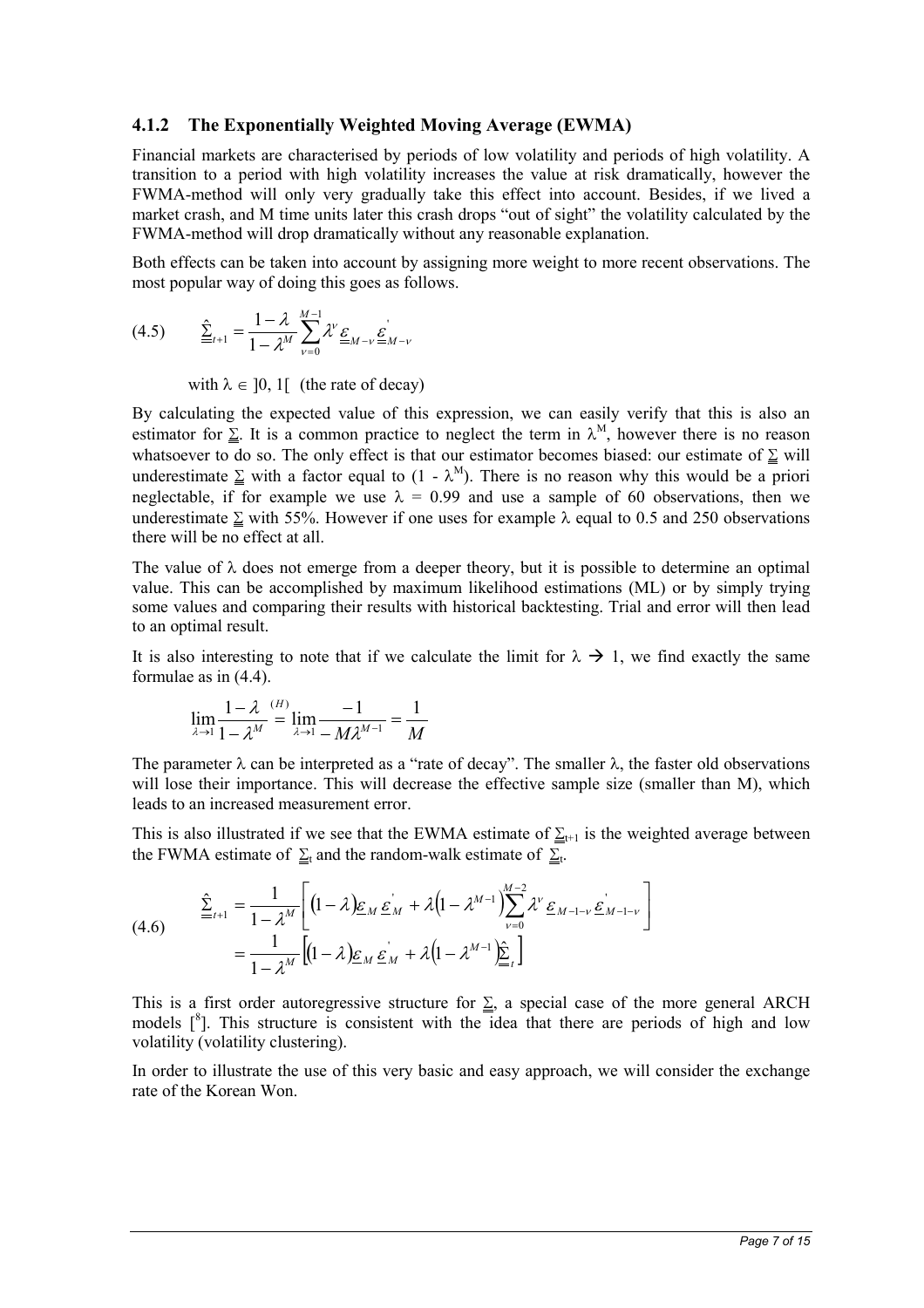### 4.1.2 The Exponentially Weighted Moving Average (EWMA)

Financial markets are characterised by periods of low volatility and periods of high volatility. A transition to a period with high volatility increases the value at risk dramatically, however the FWMA-method will only very gradually take this effect into account. Besides, if we lived a market crash, and M time units later this crash drops "out of sight" the volatility calculated by the FWMA-method will drop dramatically without any reasonable explanation.

Both effects can be taken into account by assigning more weight to more recent observations. The most popular way of doing this goes as follows.

$$\text{(4.5)} \qquad \hat{\underline{\underline{\Sigma}}}_{t+1} = \frac{1-\lambda}{1-\lambda^M} \sum_{\nu=0}^{M-1} \lambda^\nu \underline{\varepsilon}_{M-\nu} \underline{\varepsilon}_{M-\nu}^{'}$$

with $\lambda \in ]0, 1[$ (the rate of decay)

By calculating the expected value of this expression, we can easily verify that this is also an estimator for $\underline{\underline{\Sigma}}$. It is a common practice to neglect the term in $\lambda^M$, however there is no reason whatsoever to do so. The only effect is that our estimator becomes biased: our estimate of $\underline{\underline{\Sigma}}$ will underestimate $\underline{\underline{\Sigma}}$ with a factor equal to $(1 - \lambda^M)$. There is no reason why this would be a priori neglectable, if for example we use $\lambda = 0.99$ and use a sample of 60 observations, then we underestimate $\underline{\underline{\Sigma}}$ with 55%. However if one uses for example $\lambda$ equal to 0.5 and 250 observations there will be no effect at all.

The value of $\lambda$ does not emerge from a deeper theory, but it is possible to determine an optimal value. This can be accomplished by maximum likelihood estimations (ML) or by simply trying some values and comparing their results with historical backtesting. Trial and error will then lead to an optimal result.

It is also interesting to note that if we calculate the limit for $\lambda \rightarrow 1$, we find exactly the same formulae as in (4.4).

$$\lim_{\lambda \to 1} \frac{1-\lambda}{1-\lambda^M} \overset{(H)}{=} \lim_{\lambda \to 1} \frac{-1}{-M\lambda^{M-1}} = \frac{1}{M}$$

The parameter $\lambda$ can be interpreted as a "rate of decay". The smaller $\lambda$, the faster old observations will lose their importance. This will decrease the effective sample size (smaller than M), which leads to an increased measurement error.

This is also illustrated if we see that the EWMA estimate of $\underline{\underline{\Sigma}}_{t+1}$ is the weighted average between the FWMA estimate of $\underline{\underline{\Sigma}}_t$ and the random-walk estimate of $\underline{\underline{\Sigma}}_t$.

$$\text{(4.6)} \qquad \begin{aligned} \hat{\underline{\underline{\Sigma}}}_{t+1} &= \frac{1}{1-\lambda^M}\left[ (1-\lambda)\underline{\varepsilon}_M \underline{\varepsilon}_M^{'} + \lambda\left(1-\lambda^{M-1}\right)\sum_{\nu=0}^{M-2} \lambda^\nu \underline{\varepsilon}_{M-1-\nu} \underline{\varepsilon}_{M-1-\nu}^{'} \right] \\ &= \frac{1}{1-\lambda^M}\left[ (1-\lambda)\underline{\varepsilon}_M \underline{\varepsilon}_M^{'} + \lambda\left(1-\lambda^{M-1}\right)\hat{\underline{\underline{\Sigma}}}_t \right] \end{aligned}$$

This is a first order autoregressive structure for $\underline{\underline{\Sigma}}$, a special case of the more general ARCH models [8]. This structure is consistent with the idea that there are periods of high and low volatility (volatility clustering).

In order to illustrate the use of this very basic and easy approach, we will consider the exchange rate of the Korean Won.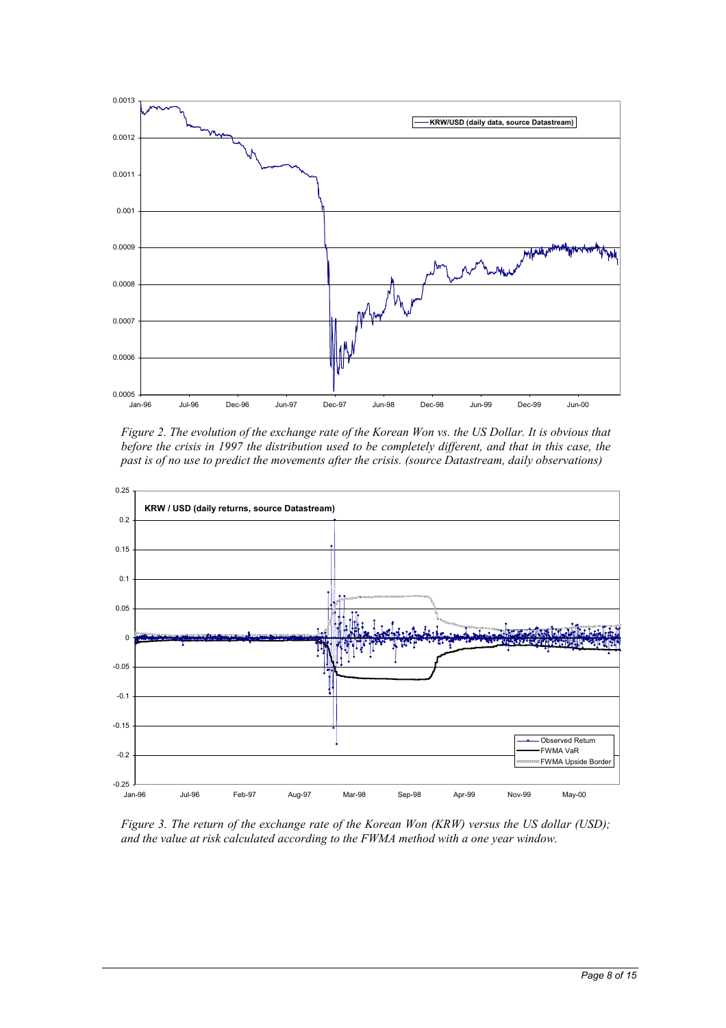*Figure 2. The evolution of the exchange rate of the Korean Won vs. the US Dollar. It is obvious that before the crisis in 1997 the distribution used to be completely different, and that in this case, the past is of no use to predict the movements after the crisis. (source Datastream, daily observations)*

*Figure 3. The return of the exchange rate of the Korean Won (KRW) versus the US dollar (USD); and the value at risk calculated according to the FWMA method with a one year window.*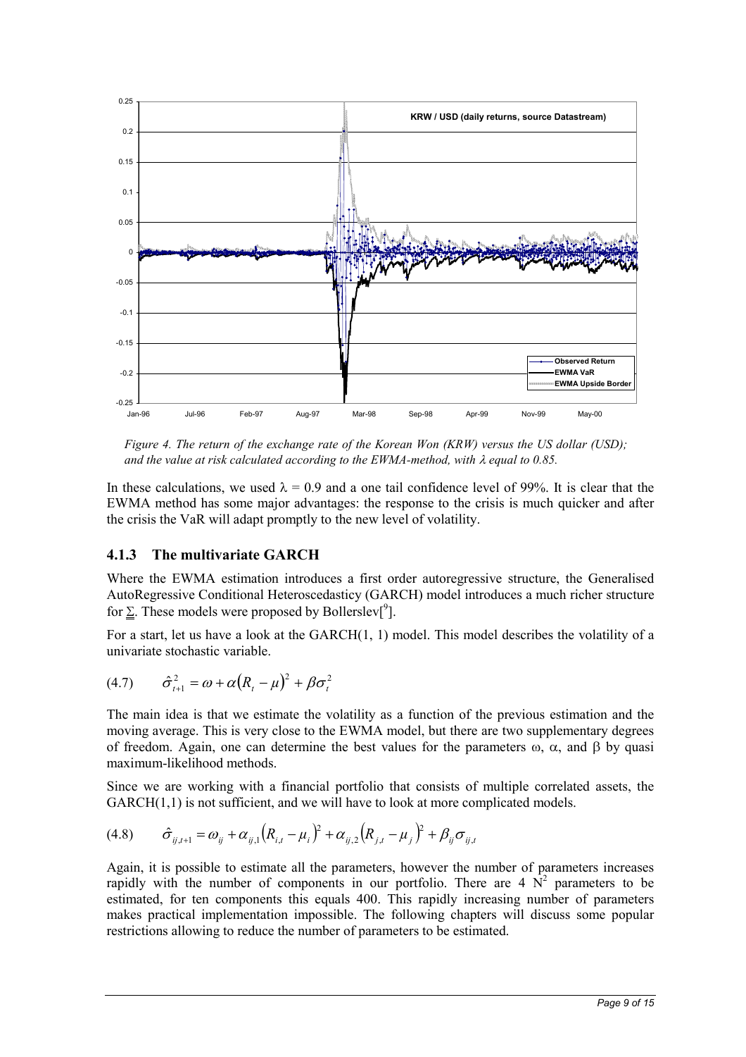*Figure 4. The return of the exchange rate of the Korean Won (KRW) versus the US dollar (USD); and the value at risk calculated according to the EWMA-method, with λ equal to 0.85.*

In these calculations, we used $\lambda = 0.9$ and a one tail confidence level of 99%. It is clear that the EWMA method has some major advantages: the response to the crisis is much quicker and after the crisis the VaR will adapt promptly to the new level of volatility.

### 4.1.3 The multivariate GARCH

Where the EWMA estimation introduces a first order autoregressive structure, the Generalised AutoRegressive Conditional Heteroscedasticy (GARCH) model introduces a much richer structure for $\underline{\Sigma}$. These models were proposed by Bollerslev[9].

For a start, let us have a look at the GARCH(1, 1) model. This model describes the volatility of a univariate stochastic variable.

$$(4.7) \qquad \hat{\sigma}_{t+1}^2 = \omega + \alpha(R_t - \mu)^2 + \beta\sigma_t^2$$

The main idea is that we estimate the volatility as a function of the previous estimation and the moving average. This is very close to the EWMA model, but there are two supplementary degrees of freedom. Again, one can determine the best values for the parameters $\omega$, $\alpha$, and $\beta$ by quasi maximum-likelihood methods.

Since we are working with a financial portfolio that consists of multiple correlated assets, the GARCH(1,1) is not sufficient, and we will have to look at more complicated models.

$$(4.8) \qquad \hat{\sigma}_{ij,t+1} = \omega_{ij} + \alpha_{ij,1}(R_{i,t} - \mu_i)^2 + \alpha_{ij,2}(R_{j,t} - \mu_j)^2 + \beta_{ij}\sigma_{ij,t}$$

Again, it is possible to estimate all the parameters, however the number of parameters increases rapidly with the number of components in our portfolio. There are 4 $N^2$ parameters to be estimated, for ten components this equals 400. This rapidly increasing number of parameters makes practical implementation impossible. The following chapters will discuss some popular restrictions allowing to reduce the number of parameters to be estimated.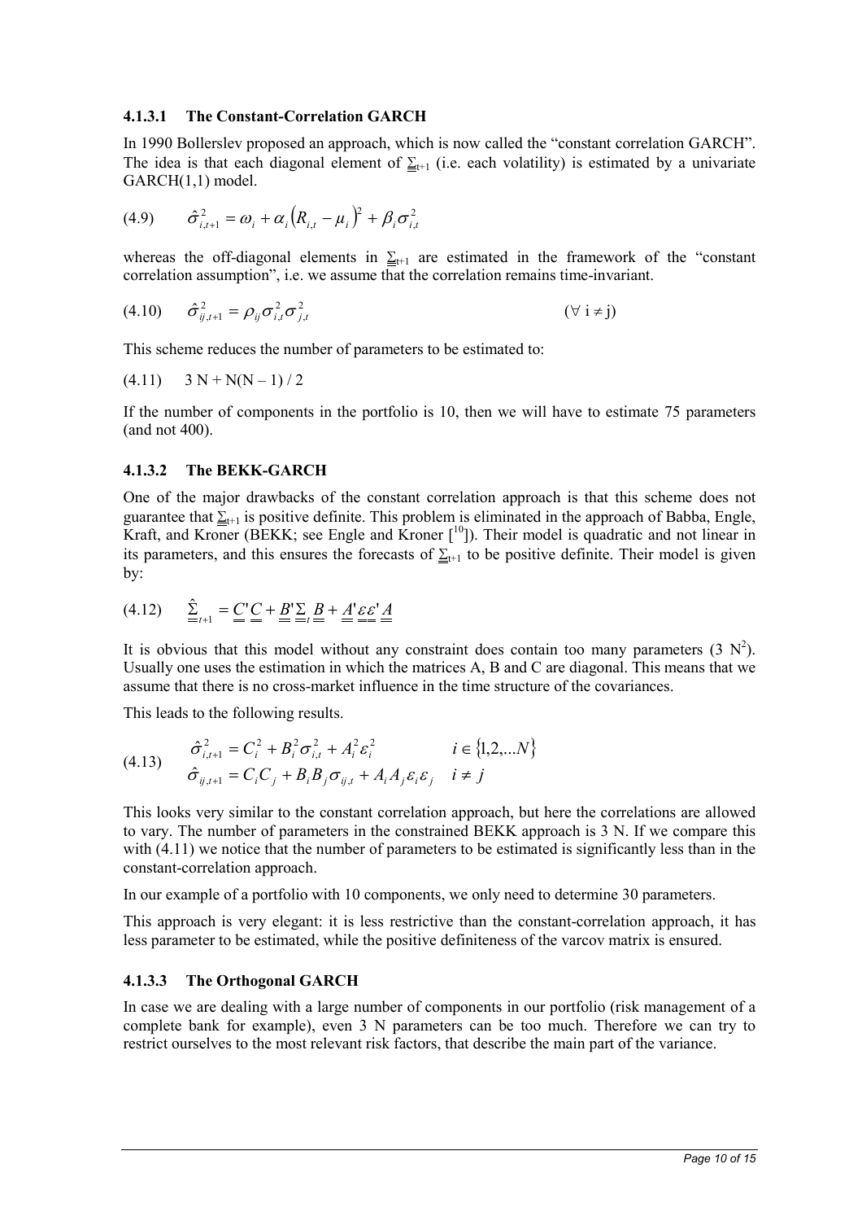#### 4.1.3.1 The Constant-Correlation GARCH

In 1990 Bollerslev proposed an approach, which is now called the "constant correlation GARCH". The idea is that each diagonal element of $\underline{\underline{\Sigma}}_{t+1}$ (i.e. each volatility) is estimated by a univariate GARCH(1,1) model.

$$\hat{\sigma}^2_{i,t+1} = \omega_i + \alpha_i \left(R_{i,t} - \mu_i\right)^2 + \beta_i \sigma^2_{i,t} \tag{4.9}$$

whereas the off-diagonal elements in $\underline{\underline{\Sigma}}_{t+1}$ are estimated in the framework of the "constant correlation assumption", i.e. we assume that the correlation remains time-invariant.

$$\hat{\sigma}^2_{ij,t+1} = \rho_{ij} \sigma^2_{i,t} \sigma^2_{j,t} \qquad (\forall \; i \neq j) \tag{4.10}$$

This scheme reduces the number of parameters to be estimated to:

$$3\,N + N(N-1)/2 \tag{4.11}$$

If the number of components in the portfolio is 10, then we will have to estimate 75 parameters (and not 400).

#### 4.1.3.2 The BEKK-GARCH

One of the major drawbacks of the constant correlation approach is that this scheme does not guarantee that $\underline{\underline{\Sigma}}_{t+1}$ is positive definite. This problem is eliminated in the approach of Babba, Engle, Kraft, and Kroner (BEKK; see Engle and Kroner [10]). Their model is quadratic and not linear in its parameters, and this ensures the forecasts of $\underline{\underline{\Sigma}}_{t+1}$ to be positive definite. Their model is given by:

$$\hat{\underline{\underline{\Sigma}}}_{t+1} = \underline{\underline{C}}'\underline{\underline{C}} + \underline{\underline{B}}'\underline{\underline{\Sigma}}_t\underline{\underline{B}} + \underline{\underline{A}}'\underline{\underline{\varepsilon}}\underline{\underline{\varepsilon}}'\underline{\underline{A}} \tag{4.12}$$

It is obvious that this model without any constraint does contain too many parameters ($3\,N^2$). Usually one uses the estimation in which the matrices A, B and C are diagonal. This means that we assume that there is no cross-market influence in the time structure of the covariances.

This leads to the following results.

$$\begin{aligned} \hat{\sigma}^2_{i,t+1} &= C_i^2 + B_i^2 \sigma^2_{i,t} + A_i^2 \varepsilon_i^2 \qquad && i \in \{1,2,...N\} \\ \hat{\sigma}_{ij,t+1} &= C_i C_j + B_i B_j \sigma_{ij,t} + A_i A_j \varepsilon_i \varepsilon_j \qquad && i \neq j \end{aligned} \tag{4.13}$$

This looks very similar to the constant correlation approach, but here the correlations are allowed to vary. The number of parameters in the constrained BEKK approach is 3 N. If we compare this with (4.11) we notice that the number of parameters to be estimated is significantly less than in the constant-correlation approach.

In our example of a portfolio with 10 components, we only need to determine 30 parameters.

This approach is very elegant: it is less restrictive than the constant-correlation approach, it has less parameter to be estimated, while the positive definiteness of the varcov matrix is ensured.

#### 4.1.3.3 The Orthogonal GARCH

In case we are dealing with a large number of components in our portfolio (risk management of a complete bank for example), even 3 N parameters can be too much. Therefore we can try to restrict ourselves to the most relevant risk factors, that describe the main part of the variance.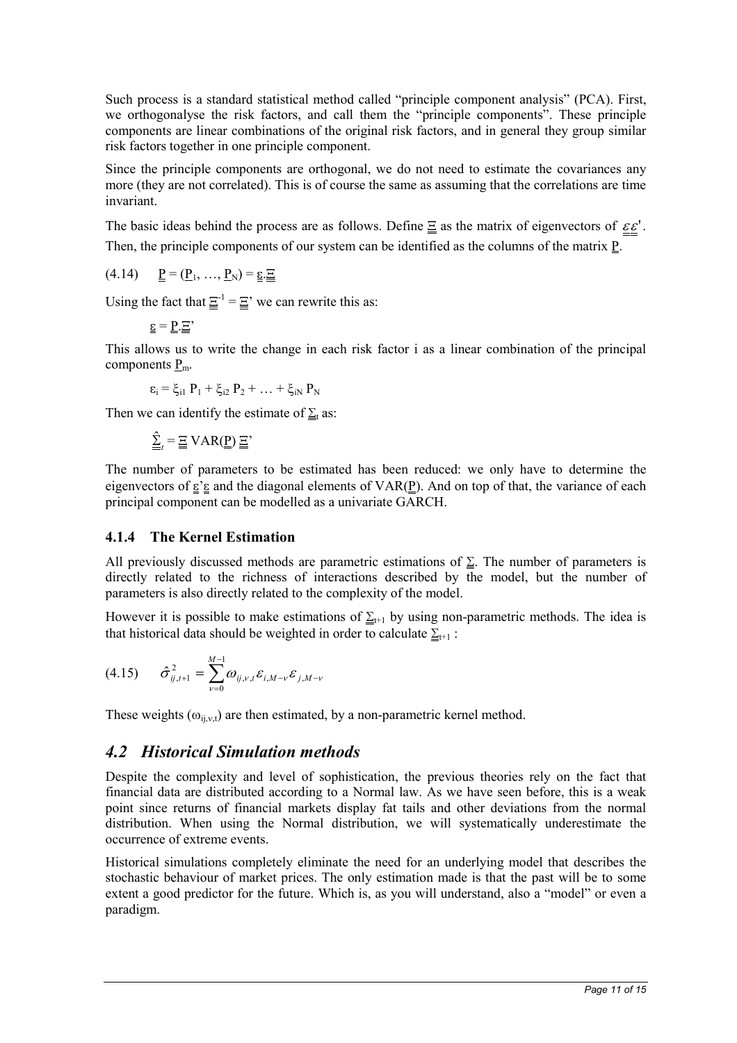Such process is a standard statistical method called "principle component analysis" (PCA). First, we orthogonalyse the risk factors, and call them the "principle components". These principle components are linear combinations of the original risk factors, and in general they group similar risk factors together in one principle component.

Since the principle components are orthogonal, we do not need to estimate the covariances any more (they are not correlated). This is of course the same as assuming that the correlations are time invariant.

The basic ideas behind the process are as follows. Define $\underline{\underline{\Xi}}$ as the matrix of eigenvectors of $\underline{\underline{\varepsilon\varepsilon}}'$. Then, the principle components of our system can be identified as the columns of the matrix $\underline{\underline{P}}$.

$$(4.14) \qquad \underline{\underline{P}} = (\underline{P}_1, \ldots, \underline{P}_N) = \underline{\underline{\varepsilon}}.\underline{\underline{\Xi}}$$

Using the fact that $\underline{\underline{\Xi}}^{-1} = \underline{\underline{\Xi}}'$ we can rewrite this as:

$$\underline{\underline{\varepsilon}} = \underline{\underline{P}}.\underline{\underline{\Xi}}'$$

This allows us to write the change in each risk factor i as a linear combination of the principal components $\underline{P}_m$.

$$\varepsilon_i = \xi_{i1} P_1 + \xi_{i2} P_2 + \ldots + \xi_{iN} P_N$$

Then we can identify the estimate of $\underline{\underline{\Sigma}}_t$ as:

$$\hat{\underline{\underline{\Sigma}}}_t = \underline{\underline{\Xi}} \, \text{VAR}(\underline{\underline{P}}) \, \underline{\underline{\Xi}}'$$

The number of parameters to be estimated has been reduced: we only have to determine the eigenvectors of $\underline{\underline{\varepsilon}}'\underline{\underline{\varepsilon}}$ and the diagonal elements of VAR($\underline{\underline{P}}$). And on top of that, the variance of each principal component can be modelled as a univariate GARCH.

### 4.1.4 The Kernel Estimation

All previously discussed methods are parametric estimations of $\underline{\underline{\Sigma}}$. The number of parameters is directly related to the richness of interactions described by the model, but the number of parameters is also directly related to the complexity of the model.

However it is possible to make estimations of $\underline{\underline{\Sigma}}_{t+1}$ by using non-parametric methods. The idea is that historical data should be weighted in order to calculate $\underline{\underline{\Sigma}}_{t+1}$ :

$$(4.15) \qquad \hat{\sigma}^2_{ij,t+1} = \sum_{\nu=0}^{M-1} \omega_{ij,\nu,t} \varepsilon_{i,M-\nu} \varepsilon_{j,M-\nu}$$

These weights ($\omega_{ij,v,t}$) are then estimated, by a non-parametric kernel method.

## *4.2 Historical Simulation methods*

Despite the complexity and level of sophistication, the previous theories rely on the fact that financial data are distributed according to a Normal law. As we have seen before, this is a weak point since returns of financial markets display fat tails and other deviations from the normal distribution. When using the Normal distribution, we will systematically underestimate the occurrence of extreme events.

Historical simulations completely eliminate the need for an underlying model that describes the stochastic behaviour of market prices. The only estimation made is that the past will be to some extent a good predictor for the future. Which is, as you will understand, also a "model" or even a paradigm.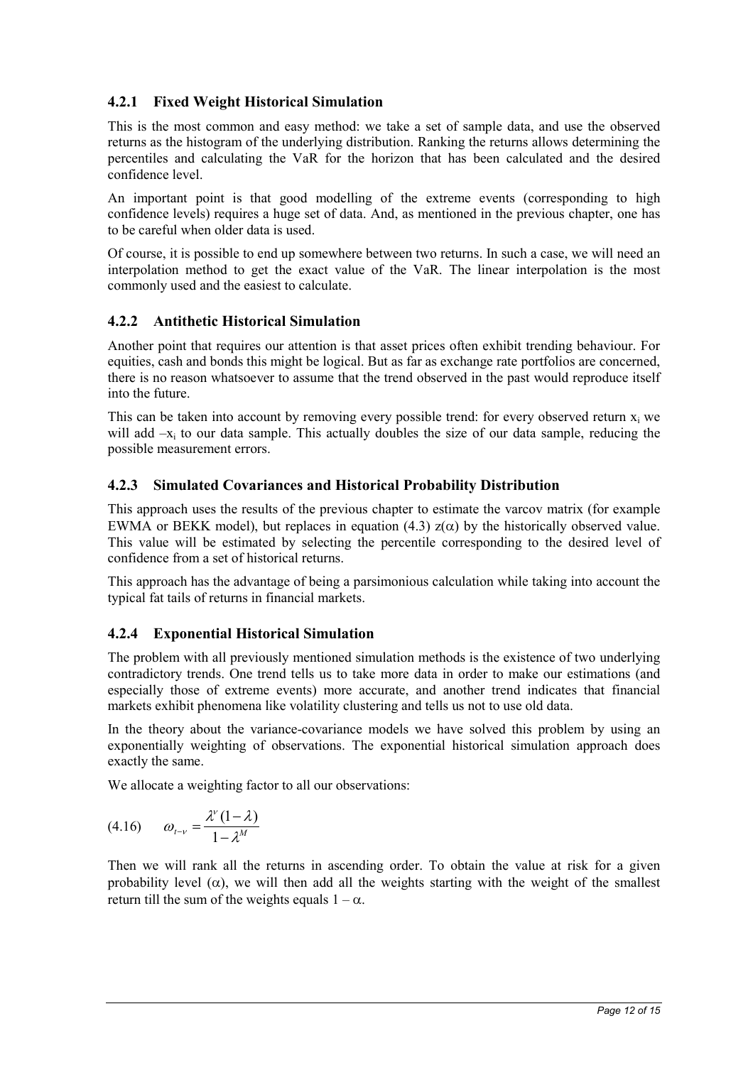### 4.2.1 Fixed Weight Historical Simulation

This is the most common and easy method: we take a set of sample data, and use the observed returns as the histogram of the underlying distribution. Ranking the returns allows determining the percentiles and calculating the VaR for the horizon that has been calculated and the desired confidence level.

An important point is that good modelling of the extreme events (corresponding to high confidence levels) requires a huge set of data. And, as mentioned in the previous chapter, one has to be careful when older data is used.

Of course, it is possible to end up somewhere between two returns. In such a case, we will need an interpolation method to get the exact value of the VaR. The linear interpolation is the most commonly used and the easiest to calculate.

### 4.2.2 Antithetic Historical Simulation

Another point that requires our attention is that asset prices often exhibit trending behaviour. For equities, cash and bonds this might be logical. But as far as exchange rate portfolios are concerned, there is no reason whatsoever to assume that the trend observed in the past would reproduce itself into the future.

This can be taken into account by removing every possible trend: for every observed return $x_i$ we will add $-x_i$ to our data sample. This actually doubles the size of our data sample, reducing the possible measurement errors.

### 4.2.3 Simulated Covariances and Historical Probability Distribution

This approach uses the results of the previous chapter to estimate the varcov matrix (for example EWMA or BEKK model), but replaces in equation (4.3) $z(\alpha)$ by the historically observed value. This value will be estimated by selecting the percentile corresponding to the desired level of confidence from a set of historical returns.

This approach has the advantage of being a parsimonious calculation while taking into account the typical fat tails of returns in financial markets.

### 4.2.4 Exponential Historical Simulation

The problem with all previously mentioned simulation methods is the existence of two underlying contradictory trends. One trend tells us to take more data in order to make our estimations (and especially those of extreme events) more accurate, and another trend indicates that financial markets exhibit phenomena like volatility clustering and tells us not to use old data.

In the theory about the variance-covariance models we have solved this problem by using an exponentially weighting of observations. The exponential historical simulation approach does exactly the same.

We allocate a weighting factor to all our observations:

$$(4.16) \qquad \omega_{t-\nu} = \frac{\lambda^{\nu}(1-\lambda)}{1-\lambda^{M}}$$

Then we will rank all the returns in ascending order. To obtain the value at risk for a given probability level ($\alpha$), we will then add all the weights starting with the weight of the smallest return till the sum of the weights equals $1 - \alpha$.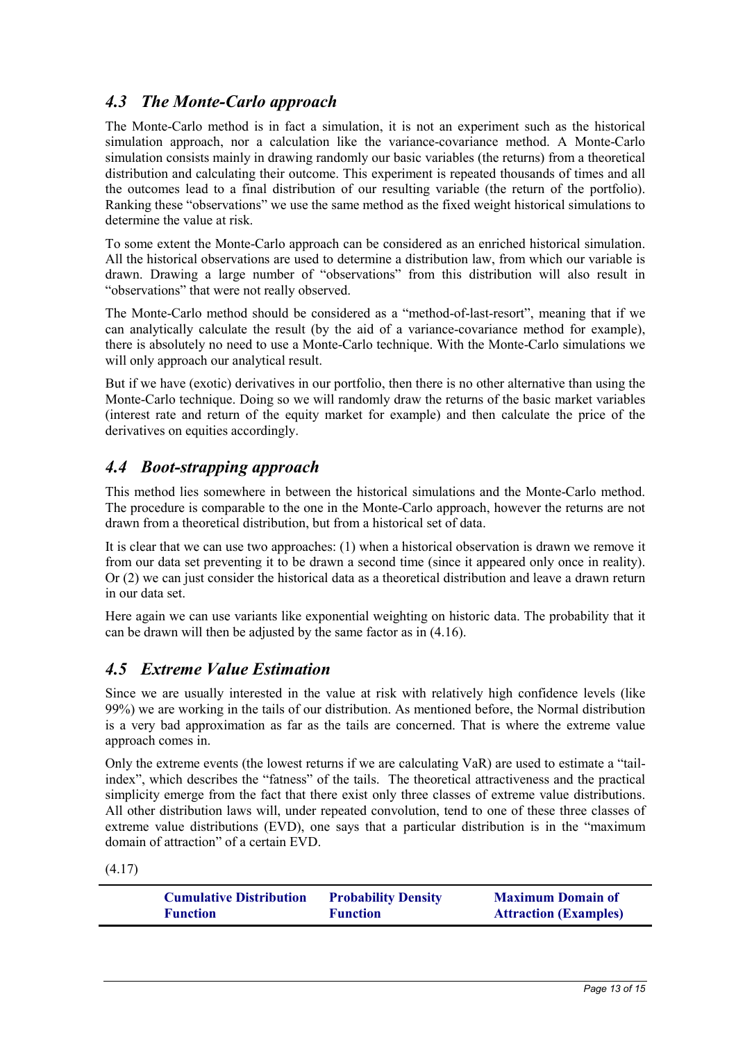## *4.3 The Monte-Carlo approach*

The Monte-Carlo method is in fact a simulation, it is not an experiment such as the historical simulation approach, nor a calculation like the variance-covariance method. A Monte-Carlo simulation consists mainly in drawing randomly our basic variables (the returns) from a theoretical distribution and calculating their outcome. This experiment is repeated thousands of times and all the outcomes lead to a final distribution of our resulting variable (the return of the portfolio). Ranking these "observations" we use the same method as the fixed weight historical simulations to determine the value at risk.

To some extent the Monte-Carlo approach can be considered as an enriched historical simulation. All the historical observations are used to determine a distribution law, from which our variable is drawn. Drawing a large number of "observations" from this distribution will also result in "observations" that were not really observed.

The Monte-Carlo method should be considered as a "method-of-last-resort", meaning that if we can analytically calculate the result (by the aid of a variance-covariance method for example), there is absolutely no need to use a Monte-Carlo technique. With the Monte-Carlo simulations we will only approach our analytical result.

But if we have (exotic) derivatives in our portfolio, then there is no other alternative than using the Monte-Carlo technique. Doing so we will randomly draw the returns of the basic market variables (interest rate and return of the equity market for example) and then calculate the price of the derivatives on equities accordingly.

## *4.4 Boot-strapping approach*

This method lies somewhere in between the historical simulations and the Monte-Carlo method. The procedure is comparable to the one in the Monte-Carlo approach, however the returns are not drawn from a theoretical distribution, but from a historical set of data.

It is clear that we can use two approaches: (1) when a historical observation is drawn we remove it from our data set preventing it to be drawn a second time (since it appeared only once in reality). Or (2) we can just consider the historical data as a theoretical distribution and leave a drawn return in our data set.

Here again we can use variants like exponential weighting on historic data. The probability that it can be drawn will then be adjusted by the same factor as in (4.16).

## *4.5 Extreme Value Estimation*

Since we are usually interested in the value at risk with relatively high confidence levels (like 99%) we are working in the tails of our distribution. As mentioned before, the Normal distribution is a very bad approximation as far as the tails are concerned. That is where the extreme value approach comes in.

Only the extreme events (the lowest returns if we are calculating VaR) are used to estimate a "tail-index", which describes the "fatness" of the tails. The theoretical attractiveness and the practical simplicity emerge from the fact that there exist only three classes of extreme value distributions. All other distribution laws will, under repeated convolution, tend to one of these three classes of extreme value distributions (EVD), one says that a particular distribution is in the "maximum domain of attraction" of a certain EVD.

(4.17)

| | **Cumulative Distribution Function** | **Probability Density Function** | **Maximum Domain of Attraction (Examples)** |
|---|---|---|---|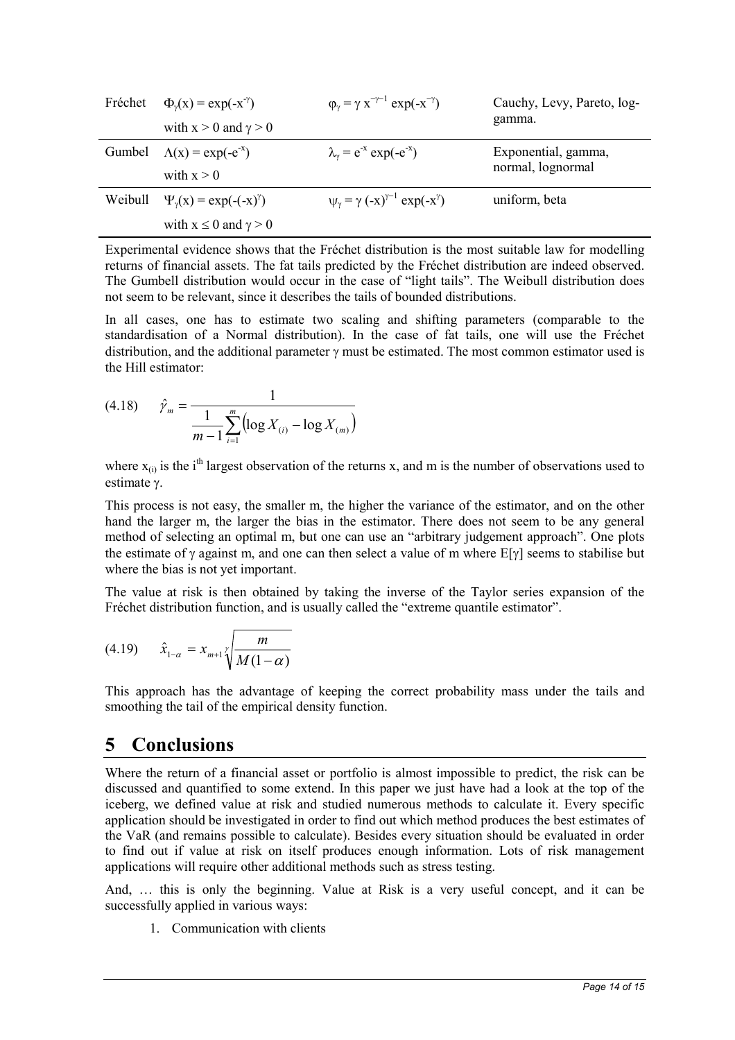| Fréchet | $\Phi_\gamma(x) = \exp(-x^{-\gamma})$ with $x > 0$ and $\gamma > 0$ | $\varphi_\gamma = \gamma\, x^{-\gamma-1} \exp(-x^{-\gamma})$ | Cauchy, Levy, Pareto, log-gamma. |
|---|---|---|---|
| Gumbel | $\Lambda(x) = \exp(-e^{-x})$ with $x > 0$ | $\lambda_\gamma = e^{-x} \exp(-e^{-x})$ | Exponential, gamma, normal, lognormal |
| Weibull | $\Psi_\gamma(x) = \exp(-(-x)^\gamma)$ with $x \leq 0$ and $\gamma > 0$ | $\psi_\gamma = \gamma\, (-x)^{\gamma-1} \exp(-x^\gamma)$ | uniform, beta |

Experimental evidence shows that the Fréchet distribution is the most suitable law for modelling returns of financial assets. The fat tails predicted by the Fréchet distribution are indeed observed. The Gumbell distribution would occur in the case of "light tails". The Weibull distribution does not seem to be relevant, since it describes the tails of bounded distributions.

In all cases, one has to estimate two scaling and shifting parameters (comparable to the standardisation of a Normal distribution). In the case of fat tails, one will use the Fréchet distribution, and the additional parameter $\gamma$ must be estimated. The most common estimator used is the Hill estimator:

$$(4.18) \qquad \hat{\gamma}_m = \frac{1}{\frac{1}{m-1}\sum_{i=1}^{m}\left(\log X_{(i)} - \log X_{(m)}\right)}$$

where $x_{(i)}$ is the i[th] largest observation of the returns x, and m is the number of observations used to estimate $\gamma$.

This process is not easy, the smaller m, the higher the variance of the estimator, and on the other hand the larger m, the larger the bias in the estimator. There does not seem to be any general method of selecting an optimal m, but one can use an "arbitrary judgement approach". One plots the estimate of $\gamma$ against m, and one can then select a value of m where $E[\gamma]$ seems to stabilise but where the bias is not yet important.

The value at risk is then obtained by taking the inverse of the Taylor series expansion of the Fréchet distribution function, and is usually called the "extreme quantile estimator".

$$(4.19) \qquad \hat{x}_{1-\alpha} = x_{m+1}\sqrt[\gamma]{\frac{m}{M(1-\alpha)}}$$

This approach has the advantage of keeping the correct probability mass under the tails and smoothing the tail of the empirical density function.

# 5 Conclusions

Where the return of a financial asset or portfolio is almost impossible to predict, the risk can be discussed and quantified to some extend. In this paper we just have had a look at the top of the iceberg, we defined value at risk and studied numerous methods to calculate it. Every specific application should be investigated in order to find out which method produces the best estimates of the VaR (and remains possible to calculate). Besides every situation should be evaluated in order to find out if value at risk on itself produces enough information. Lots of risk management applications will require other additional methods such as stress testing.

And, … this is only the beginning. Value at Risk is a very useful concept, and it can be successfully applied in various ways:

1. Communication with clients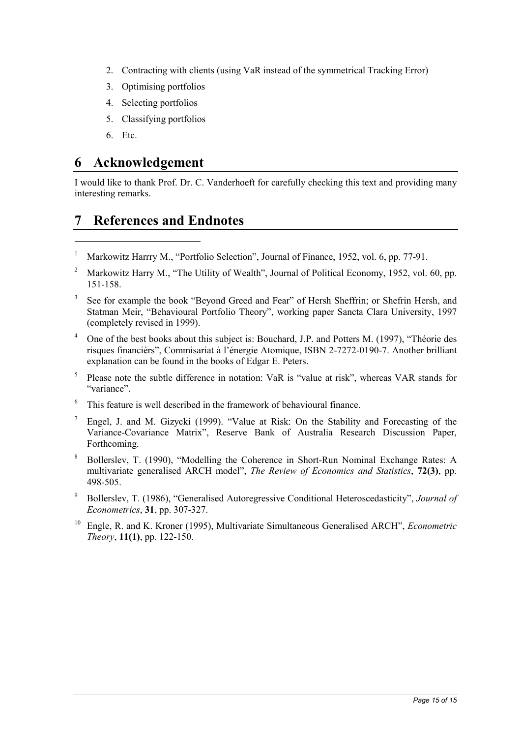2. Contracting with clients (using VaR instead of the symmetrical Tracking Error)
3. Optimising portfolios
4. Selecting portfolios
5. Classifying portfolios
6. Etc.

# 6 Acknowledgement

I would like to thank Prof. Dr. C. Vanderhoeft for carefully checking this text and providing many interesting remarks.

# 7 References and Endnotes

[1] Markowitz Harrry M., "Portfolio Selection", Journal of Finance, 1952, vol. 6, pp. 77-91.

[2] Markowitz Harry M., "The Utility of Wealth", Journal of Political Economy, 1952, vol. 60, pp. 151-158.

[3] See for example the book "Beyond Greed and Fear" of Hersh Sheffrin; or Shefrin Hersh, and Statman Meir, "Behavioural Portfolio Theory", working paper Sancta Clara University, 1997 (completely revised in 1999).

[4] One of the best books about this subject is: Bouchard, J.P. and Potters M. (1997), "Théorie des risques financièrs", Commisariat à l'énergie Atomique, ISBN 2-7272-0190-7. Another brilliant explanation can be found in the books of Edgar E. Peters.

[5] Please note the subtle difference in notation: VaR is "value at risk", whereas VAR stands for "variance".

[6] This feature is well described in the framework of behavioural finance.

[7] Engel, J. and M. Gizycki (1999). "Value at Risk: On the Stability and Forecasting of the Variance-Covariance Matrix", Reserve Bank of Australia Research Discussion Paper, Forthcoming.

[8] Bollerslev, T. (1990), "Modelling the Coherence in Short-Run Nominal Exchange Rates: A multivariate generalised ARCH model", *The Review of Economics and Statistics*, **72(3)**, pp. 498-505.

[9] Bollerslev, T. (1986), "Generalised Autoregressive Conditional Heteroscedasticity", *Journal of Econometrics*, **31**, pp. 307-327.

[10] Engle, R. and K. Kroner (1995), Multivariate Simultaneous Generalised ARCH", *Econometric Theory*, **11(1)**, pp. 122-150.